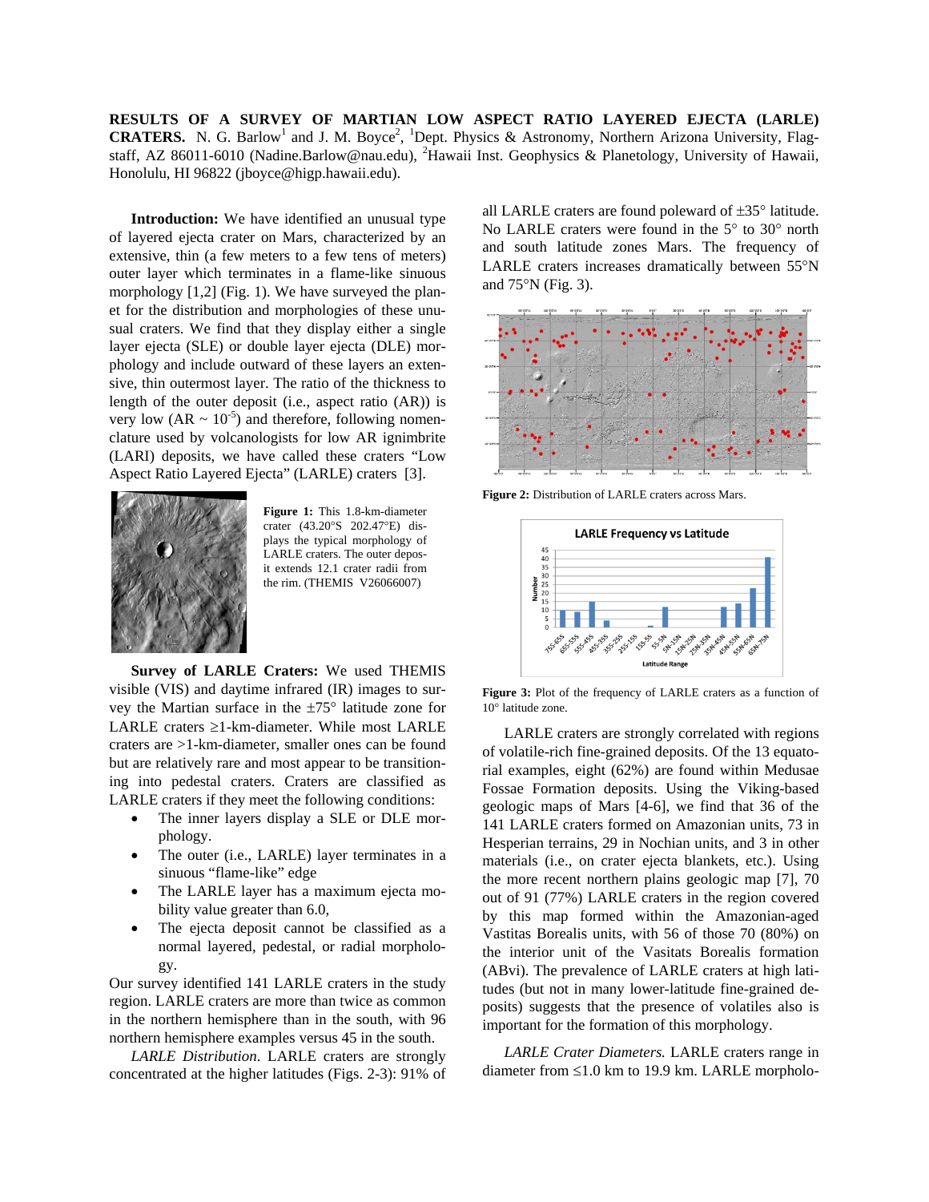# RESULTS OF A SURVEY OF MARTIAN LOW ASPECT RATIO LAYERED EJECTA (LARLE) CRATERS.

N. G. Barlow[1] and J. M. Boyce[2], [1]Dept. Physics & Astronomy, Northern Arizona University, Flagstaff, AZ 86011-6010 (Nadine.Barlow@nau.edu), [2]Hawaii Inst. Geophysics & Planetology, University of Hawaii, Honolulu, HI 96822 (jboyce@higp.hawaii.edu).

**Introduction:** We have identified an unusual type of layered ejecta crater on Mars, characterized by an extensive, thin (a few meters to a few tens of meters) outer layer which terminates in a flame-like sinuous morphology [1,2] (Fig. 1). We have surveyed the planet for the distribution and morphologies of these unusual craters. We find that they display either a single layer ejecta (SLE) or double layer ejecta (DLE) morphology and include outward of these layers an extensive, thin outermost layer. The ratio of the thickness to length of the outer deposit (i.e., aspect ratio (AR)) is very low (AR ~ $10^{-5}$) and therefore, following nomenclature used by volcanologists for low AR ignimbrite (LARI) deposits, we have called these craters "Low Aspect Ratio Layered Ejecta" (LARLE) craters [3].

**Figure 1:** This 1.8-km-diameter crater (43.20°S 202.47°E) displays the typical morphology of LARLE craters. The outer deposit extends 12.1 crater radii from the rim. (THEMIS V26066007)

**Survey of LARLE Craters:** We used THEMIS visible (VIS) and daytime infrared (IR) images to survey the Martian surface in the ±75° latitude zone for LARLE craters ≥1-km-diameter. While most LARLE craters are >1-km-diameter, smaller ones can be found but are relatively rare and most appear to be transitioning into pedestal craters. Craters are classified as LARLE craters if they meet the following conditions:

- The inner layers display a SLE or DLE morphology.
- The outer (i.e., LARLE) layer terminates in a sinuous "flame-like" edge
- The LARLE layer has a maximum ejecta mobility value greater than 6.0,
- The ejecta deposit cannot be classified as a normal layered, pedestal, or radial morphology.

Our survey identified 141 LARLE craters in the study region. LARLE craters are more than twice as common in the northern hemisphere than in the south, with 96 northern hemisphere examples versus 45 in the south.

*LARLE Distribution*. LARLE craters are strongly concentrated at the higher latitudes (Figs. 2-3): 91% of all LARLE craters are found poleward of ±35° latitude. No LARLE craters were found in the 5° to 30° north and south latitude zones Mars. The frequency of LARLE craters increases dramatically between 55°N and 75°N (Fig. 3).

**Figure 2:** Distribution of LARLE craters across Mars.

**Figure 3:** Plot of the frequency of LARLE craters as a function of 10° latitude zone.

LARLE craters are strongly correlated with regions of volatile-rich fine-grained deposits. Of the 13 equatorial examples, eight (62%) are found within Medusae Fossae Formation deposits. Using the Viking-based geologic maps of Mars [4-6], we find that 36 of the 141 LARLE craters formed on Amazonian units, 73 in Hesperian terrains, 29 in Nochian units, and 3 in other materials (i.e., on crater ejecta blankets, etc.). Using the more recent northern plains geologic map [7], 70 out of 91 (77%) LARLE craters in the region covered by this map formed within the Amazonian-aged Vastitas Borealis units, with 56 of those 70 (80%) on the interior unit of the Vasitats Borealis formation (ABvi). The prevalence of LARLE craters at high latitudes (but not in many lower-latitude fine-grained deposits) suggests that the presence of volatiles also is important for the formation of this morphology.

*LARLE Crater Diameters.* LARLE craters range in diameter from ≤1.0 km to 19.9 km. LARLE morpholo-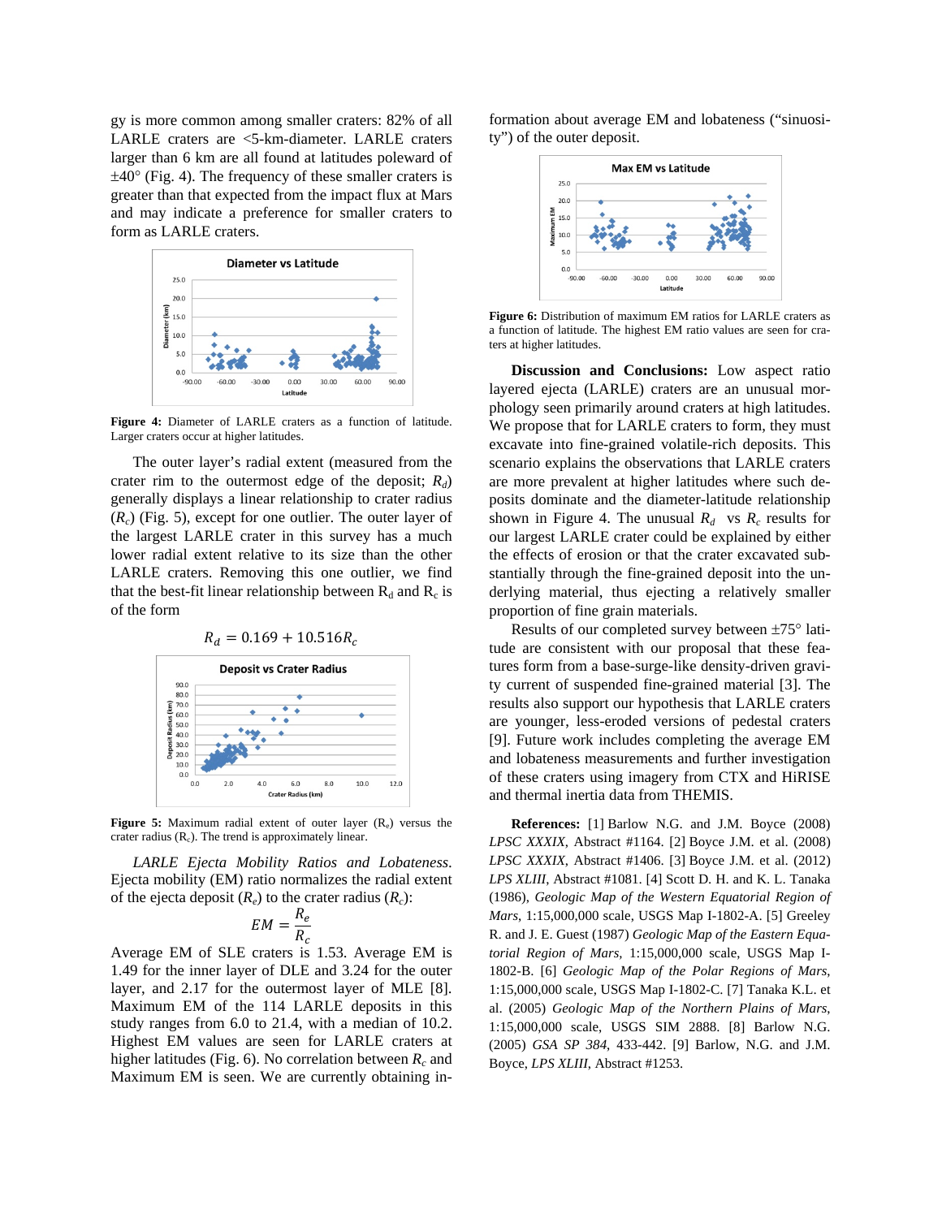gy is more common among smaller craters: 82% of all LARLE craters are <5-km-diameter. LARLE craters larger than 6 km are all found at latitudes poleward of ±40° (Fig. 4). The frequency of these smaller craters is greater than that expected from the impact flux at Mars and may indicate a preference for smaller craters to form as LARLE craters.

Diameter vs Latitude

25.0
20.0
15.0
10.0
5.0
0.0

Diameter (km)

-90.00 -60.00 -30.00 0.00 30.00 60.00 90.00

Latitude

**Figure 4:** Diameter of LARLE craters as a function of latitude. Larger craters occur at higher latitudes.

The outer layer's radial extent (measured from the crater rim to the outermost edge of the deposit; $R_d$) generally displays a linear relationship to crater radius ($R_c$) (Fig. 5), except for one outlier. The outer layer of the largest LARLE crater in this survey has a much lower radial extent relative to its size than the other LARLE craters. Removing this one outlier, we find that the best-fit linear relationship between $R_d$ and $R_c$ is of the form

$$R_d = 0.169 + 10.516R_c$$

Deposit vs Crater Radius

90.0
80.0
70.0
60.0
50.0
40.0
30.0
20.0
10.0
0.0

Deposit Radius (km)

0.0 2.0 4.0 6.0 8.0 10.0 12.0

Crater Radius (km)

**Figure 5:** Maximum radial extent of outer layer ($R_e$) versus the crater radius ($R_c$). The trend is approximately linear.

*LARLE Ejecta Mobility Ratios and Lobateness.* Ejecta mobility (EM) ratio normalizes the radial extent of the ejecta deposit ($R_e$) to the crater radius ($R_c$):

$$EM = \frac{R_e}{R_c}$$

Average EM of SLE craters is 1.53. Average EM is 1.49 for the inner layer of DLE and 3.24 for the outer layer, and 2.17 for the outermost layer of MLE [8]. Maximum EM of the 114 LARLE deposits in this study ranges from 6.0 to 21.4, with a median of 10.2. Highest EM values are seen for LARLE craters at higher latitudes (Fig. 6). No correlation between $R_c$ and Maximum EM is seen. We are currently obtaining information about average EM and lobateness ("sinuosity") of the outer deposit.

Max EM vs Latitude

25.0
20.0
15.0
10.0
5.0
0.0

Maximum EM

-90.00 -60.00 -30.00 0.00 30.00 60.00 90.00

Latitude

**Figure 6:** Distribution of maximum EM ratios for LARLE craters as a function of latitude. The highest EM ratio values are seen for craters at higher latitudes.

**Discussion and Conclusions:** Low aspect ratio layered ejecta (LARLE) craters are an unusual morphology seen primarily around craters at high latitudes. We propose that for LARLE craters to form, they must excavate into fine-grained volatile-rich deposits. This scenario explains the observations that LARLE craters are more prevalent at higher latitudes where such deposits dominate and the diameter-latitude relationship shown in Figure 4. The unusual $R_d$ vs $R_c$ results for our largest LARLE crater could be explained by either the effects of erosion or that the crater excavated substantially through the fine-grained deposit into the underlying material, thus ejecting a relatively smaller proportion of fine grain materials.

Results of our completed survey between ±75° latitude are consistent with our proposal that these features form from a base-surge-like density-driven gravity current of suspended fine-grained material [3]. The results also support our hypothesis that LARLE craters are younger, less-eroded versions of pedestal craters [9]. Future work includes completing the average EM and lobateness measurements and further investigation of these craters using imagery from CTX and HiRISE and thermal inertia data from THEMIS.

**References:** [1] Barlow N.G. and J.M. Boyce (2008) *LPSC XXXIX*, Abstract #1164. [2] Boyce J.M. et al. (2008) *LPSC XXXIX*, Abstract #1406. [3] Boyce J.M. et al. (2012) *LPS XLIII*, Abstract #1081. [4] Scott D. H. and K. L. Tanaka (1986), *Geologic Map of the Western Equatorial Region of Mars*, 1:15,000,000 scale, USGS Map I-1802-A. [5] Greeley R. and J. E. Guest (1987) *Geologic Map of the Eastern Equatorial Region of Mars*, 1:15,000,000 scale, USGS Map I-1802-B. [6] *Geologic Map of the Polar Regions of Mars*, 1:15,000,000 scale, USGS Map I-1802-C. [7] Tanaka K.L. et al. (2005) *Geologic Map of the Northern Plains of Mars*, 1:15,000,000 scale, USGS SIM 2888. [8] Barlow N.G. (2005) *GSA SP 384*, 433-442. [9] Barlow, N.G. and J.M. Boyce, *LPS XLIII*, Abstract #1253.